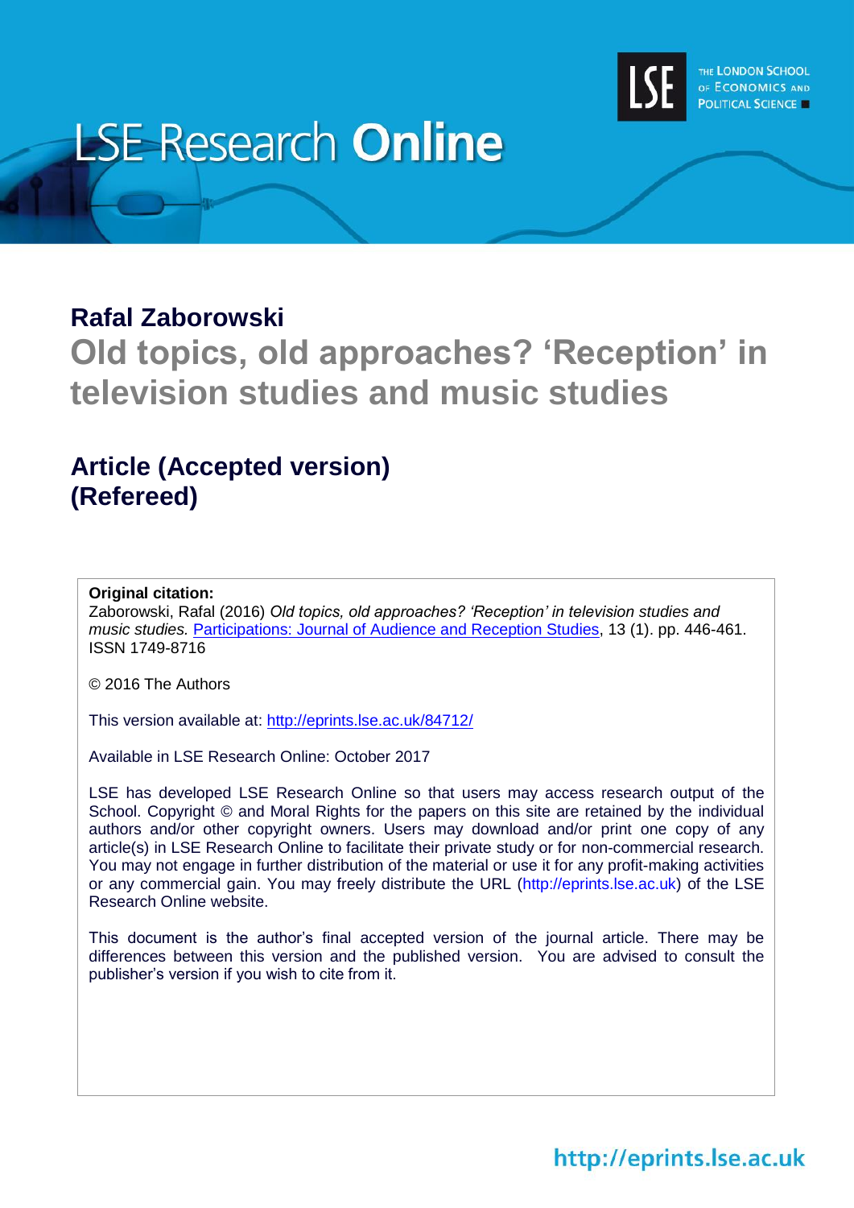# LSE Research Online

## Rafal Zaborowski

# Old topics, old approaches? 'Reception' in television studies and music studies

## Article (Accepted version) (Refereed)

**Original citation:**
Zaborowski, Rafal (2016) *Old topics, old approaches? 'Reception' in television studies and music studies.* Participations: Journal of Audience and Reception Studies, 13 (1). pp. 446-461. ISSN 1749-8716

© 2016 The Authors

This version available at: http://eprints.lse.ac.uk/84712/

Available in LSE Research Online: October 2017

LSE has developed LSE Research Online so that users may access research output of the School. Copyright © and Moral Rights for the papers on this site are retained by the individual authors and/or other copyright owners. Users may download and/or print one copy of any article(s) in LSE Research Online to facilitate their private study or for non-commercial research. You may not engage in further distribution of the material or use it for any profit-making activities or any commercial gain. You may freely distribute the URL (http://eprints.lse.ac.uk) of the LSE Research Online website.

This document is the author's final accepted version of the journal article. There may be differences between this version and the published version. You are advised to consult the publisher's version if you wish to cite from it.

http://eprints.lse.ac.uk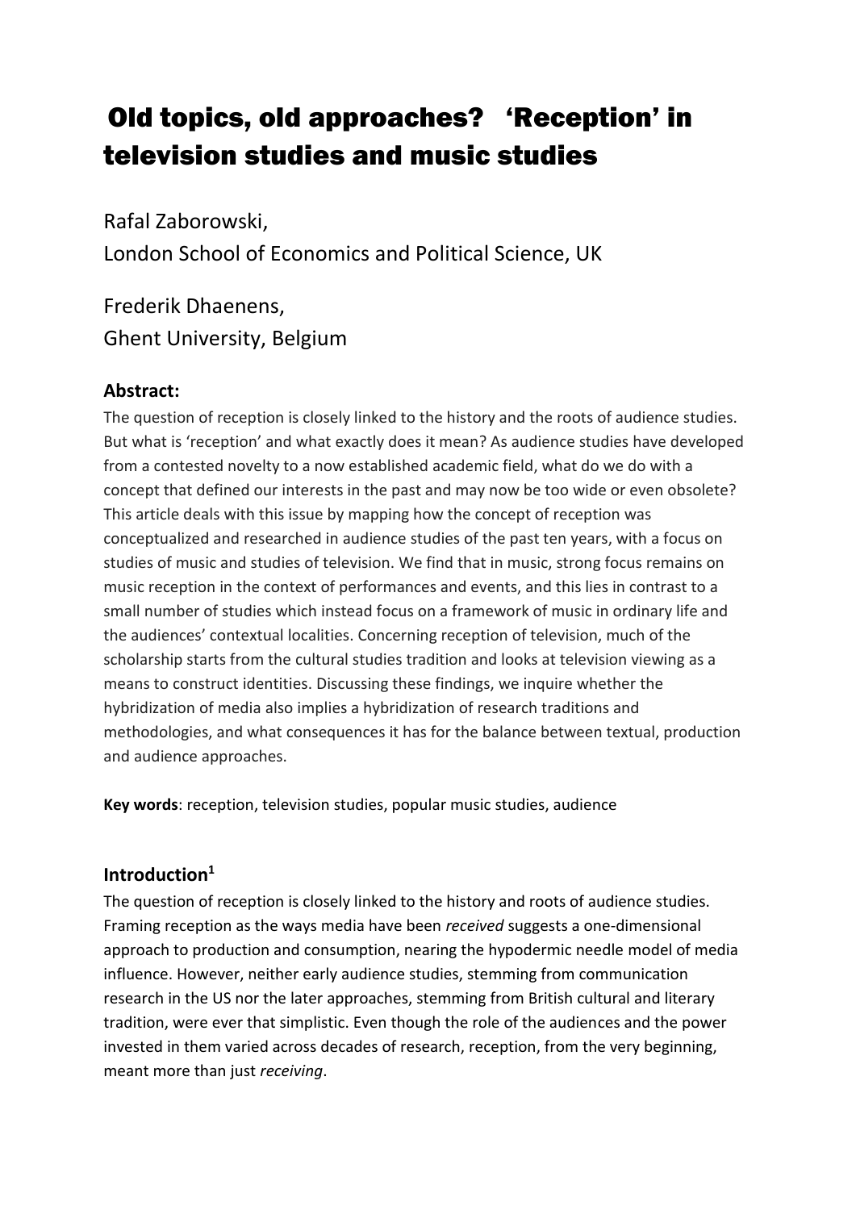# Old topics, old approaches? 'Reception' in television studies and music studies

Rafal Zaborowski,
London School of Economics and Political Science, UK

Frederik Dhaenens,
Ghent University, Belgium

## Abstract:

The question of reception is closely linked to the history and the roots of audience studies. But what is 'reception' and what exactly does it mean? As audience studies have developed from a contested novelty to a now established academic field, what do we do with a concept that defined our interests in the past and may now be too wide or even obsolete? This article deals with this issue by mapping how the concept of reception was conceptualized and researched in audience studies of the past ten years, with a focus on studies of music and studies of television. We find that in music, strong focus remains on music reception in the context of performances and events, and this lies in contrast to a small number of studies which instead focus on a framework of music in ordinary life and the audiences' contextual localities. Concerning reception of television, much of the scholarship starts from the cultural studies tradition and looks at television viewing as a means to construct identities. Discussing these findings, we inquire whether the hybridization of media also implies a hybridization of research traditions and methodologies, and what consequences it has for the balance between textual, production and audience approaches.

**Key words**: reception, television studies, popular music studies, audience

## Introduction[1]

The question of reception is closely linked to the history and roots of audience studies. Framing reception as the ways media have been *received* suggests a one-dimensional approach to production and consumption, nearing the hypodermic needle model of media influence. However, neither early audience studies, stemming from communication research in the US nor the later approaches, stemming from British cultural and literary tradition, were ever that simplistic. Even though the role of the audiences and the power invested in them varied across decades of research, reception, from the very beginning, meant more than just *receiving*.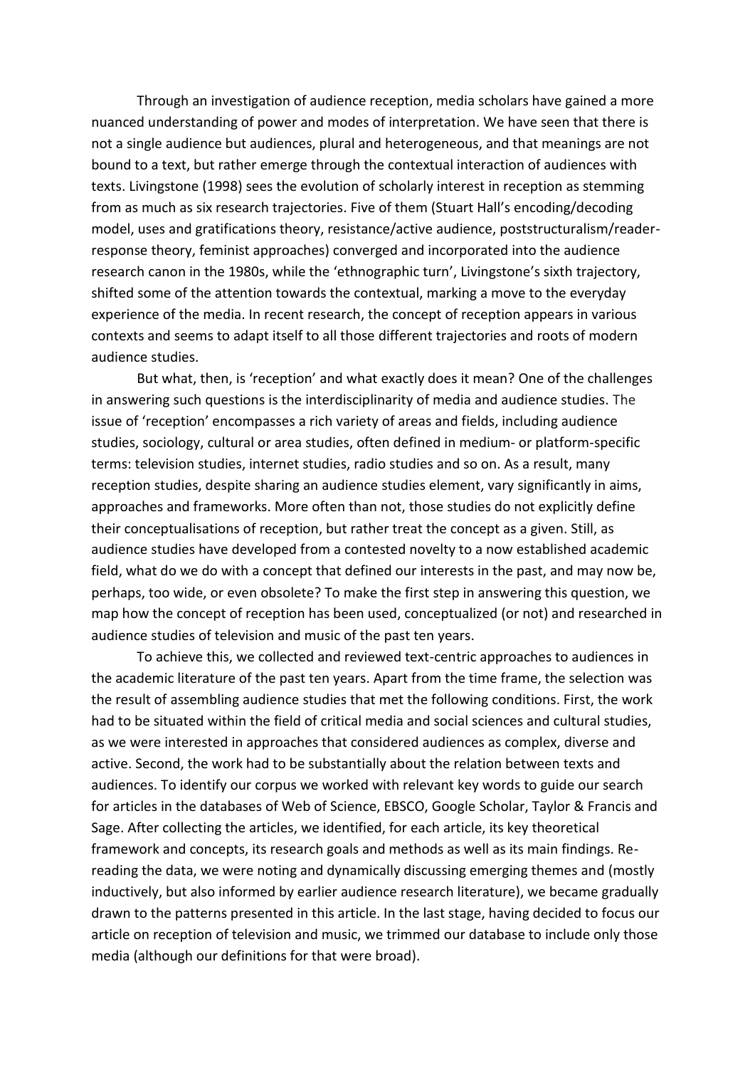Through an investigation of audience reception, media scholars have gained a more nuanced understanding of power and modes of interpretation. We have seen that there is not a single audience but audiences, plural and heterogeneous, and that meanings are not bound to a text, but rather emerge through the contextual interaction of audiences with texts. Livingstone (1998) sees the evolution of scholarly interest in reception as stemming from as much as six research trajectories. Five of them (Stuart Hall's encoding/decoding model, uses and gratifications theory, resistance/active audience, poststructuralism/reader-response theory, feminist approaches) converged and incorporated into the audience research canon in the 1980s, while the 'ethnographic turn', Livingstone's sixth trajectory, shifted some of the attention towards the contextual, marking a move to the everyday experience of the media. In recent research, the concept of reception appears in various contexts and seems to adapt itself to all those different trajectories and roots of modern audience studies.

But what, then, is 'reception' and what exactly does it mean? One of the challenges in answering such questions is the interdisciplinarity of media and audience studies. The issue of 'reception' encompasses a rich variety of areas and fields, including audience studies, sociology, cultural or area studies, often defined in medium- or platform-specific terms: television studies, internet studies, radio studies and so on. As a result, many reception studies, despite sharing an audience studies element, vary significantly in aims, approaches and frameworks. More often than not, those studies do not explicitly define their conceptualisations of reception, but rather treat the concept as a given. Still, as audience studies have developed from a contested novelty to a now established academic field, what do we do with a concept that defined our interests in the past, and may now be, perhaps, too wide, or even obsolete? To make the first step in answering this question, we map how the concept of reception has been used, conceptualized (or not) and researched in audience studies of television and music of the past ten years.

To achieve this, we collected and reviewed text-centric approaches to audiences in the academic literature of the past ten years. Apart from the time frame, the selection was the result of assembling audience studies that met the following conditions. First, the work had to be situated within the field of critical media and social sciences and cultural studies, as we were interested in approaches that considered audiences as complex, diverse and active. Second, the work had to be substantially about the relation between texts and audiences. To identify our corpus we worked with relevant key words to guide our search for articles in the databases of Web of Science, EBSCO, Google Scholar, Taylor & Francis and Sage. After collecting the articles, we identified, for each article, its key theoretical framework and concepts, its research goals and methods as well as its main findings. Re-reading the data, we were noting and dynamically discussing emerging themes and (mostly inductively, but also informed by earlier audience research literature), we became gradually drawn to the patterns presented in this article. In the last stage, having decided to focus our article on reception of television and music, we trimmed our database to include only those media (although our definitions for that were broad).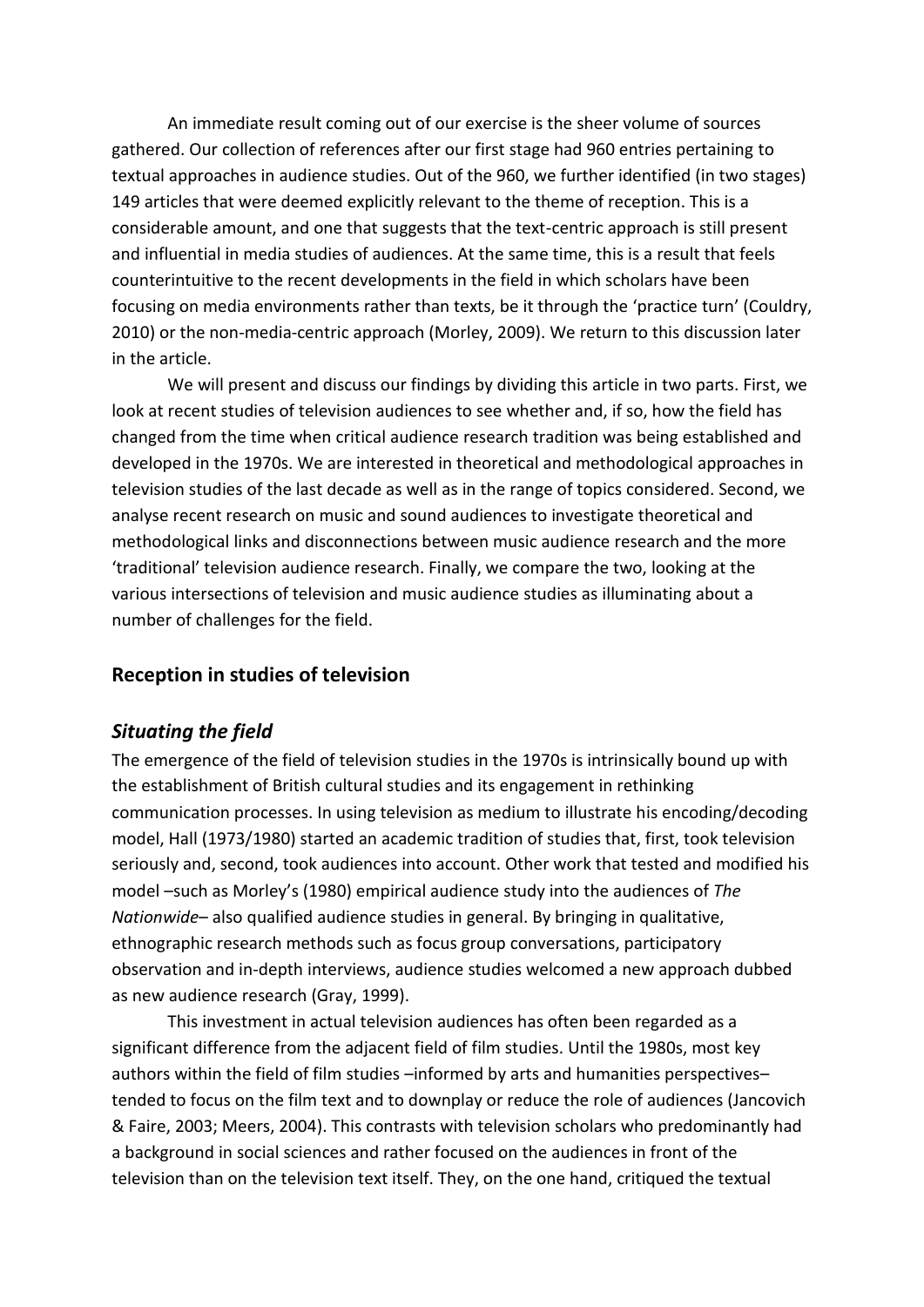An immediate result coming out of our exercise is the sheer volume of sources gathered. Our collection of references after our first stage had 960 entries pertaining to textual approaches in audience studies. Out of the 960, we further identified (in two stages) 149 articles that were deemed explicitly relevant to the theme of reception. This is a considerable amount, and one that suggests that the text-centric approach is still present and influential in media studies of audiences. At the same time, this is a result that feels counterintuitive to the recent developments in the field in which scholars have been focusing on media environments rather than texts, be it through the 'practice turn' (Couldry, 2010) or the non-media-centric approach (Morley, 2009). We return to this discussion later in the article.

We will present and discuss our findings by dividing this article in two parts. First, we look at recent studies of television audiences to see whether and, if so, how the field has changed from the time when critical audience research tradition was being established and developed in the 1970s. We are interested in theoretical and methodological approaches in television studies of the last decade as well as in the range of topics considered. Second, we analyse recent research on music and sound audiences to investigate theoretical and methodological links and disconnections between music audience research and the more 'traditional' television audience research. Finally, we compare the two, looking at the various intersections of television and music audience studies as illuminating about a number of challenges for the field.

## Reception in studies of television

### *Situating the field*

The emergence of the field of television studies in the 1970s is intrinsically bound up with the establishment of British cultural studies and its engagement in rethinking communication processes. In using television as medium to illustrate his encoding/decoding model, Hall (1973/1980) started an academic tradition of studies that, first, took television seriously and, second, took audiences into account. Other work that tested and modified his model –such as Morley's (1980) empirical audience study into the audiences of *The Nationwide*– also qualified audience studies in general. By bringing in qualitative, ethnographic research methods such as focus group conversations, participatory observation and in-depth interviews, audience studies welcomed a new approach dubbed as new audience research (Gray, 1999).

This investment in actual television audiences has often been regarded as a significant difference from the adjacent field of film studies. Until the 1980s, most key authors within the field of film studies –informed by arts and humanities perspectives– tended to focus on the film text and to downplay or reduce the role of audiences (Jancovich & Faire, 2003; Meers, 2004). This contrasts with television scholars who predominantly had a background in social sciences and rather focused on the audiences in front of the television than on the television text itself. They, on the one hand, critiqued the textual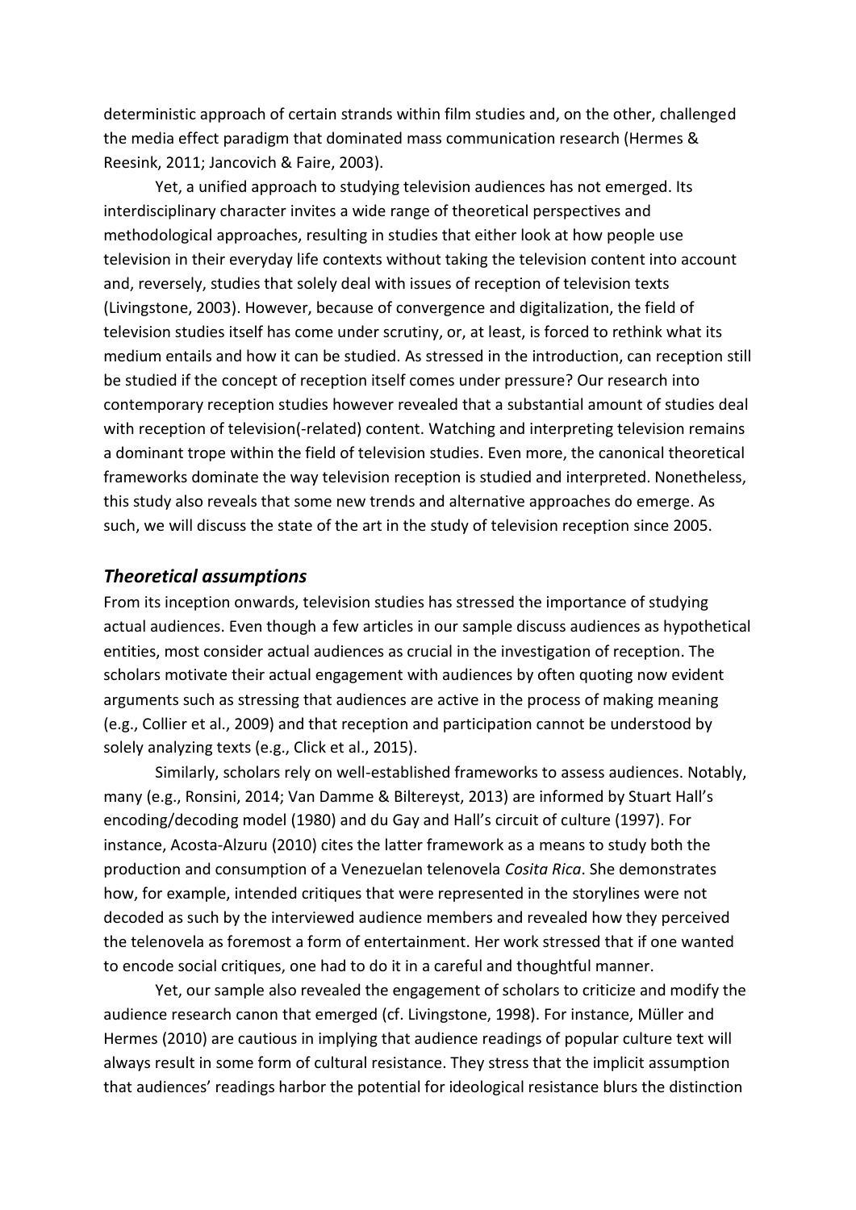deterministic approach of certain strands within film studies and, on the other, challenged the media effect paradigm that dominated mass communication research (Hermes & Reesink, 2011; Jancovich & Faire, 2003).

Yet, a unified approach to studying television audiences has not emerged. Its interdisciplinary character invites a wide range of theoretical perspectives and methodological approaches, resulting in studies that either look at how people use television in their everyday life contexts without taking the television content into account and, reversely, studies that solely deal with issues of reception of television texts (Livingstone, 2003). However, because of convergence and digitalization, the field of television studies itself has come under scrutiny, or, at least, is forced to rethink what its medium entails and how it can be studied. As stressed in the introduction, can reception still be studied if the concept of reception itself comes under pressure? Our research into contemporary reception studies however revealed that a substantial amount of studies deal with reception of television(-related) content. Watching and interpreting television remains a dominant trope within the field of television studies. Even more, the canonical theoretical frameworks dominate the way television reception is studied and interpreted. Nonetheless, this study also reveals that some new trends and alternative approaches do emerge. As such, we will discuss the state of the art in the study of television reception since 2005.

### *Theoretical assumptions*

From its inception onwards, television studies has stressed the importance of studying actual audiences. Even though a few articles in our sample discuss audiences as hypothetical entities, most consider actual audiences as crucial in the investigation of reception. The scholars motivate their actual engagement with audiences by often quoting now evident arguments such as stressing that audiences are active in the process of making meaning (e.g., Collier et al., 2009) and that reception and participation cannot be understood by solely analyzing texts (e.g., Click et al., 2015).

Similarly, scholars rely on well-established frameworks to assess audiences. Notably, many (e.g., Ronsini, 2014; Van Damme & Biltereyst, 2013) are informed by Stuart Hall's encoding/decoding model (1980) and du Gay and Hall's circuit of culture (1997). For instance, Acosta-Alzuru (2010) cites the latter framework as a means to study both the production and consumption of a Venezuelan telenovela *Cosita Rica*. She demonstrates how, for example, intended critiques that were represented in the storylines were not decoded as such by the interviewed audience members and revealed how they perceived the telenovela as foremost a form of entertainment. Her work stressed that if one wanted to encode social critiques, one had to do it in a careful and thoughtful manner.

Yet, our sample also revealed the engagement of scholars to criticize and modify the audience research canon that emerged (cf. Livingstone, 1998). For instance, Müller and Hermes (2010) are cautious in implying that audience readings of popular culture text will always result in some form of cultural resistance. They stress that the implicit assumption that audiences' readings harbor the potential for ideological resistance blurs the distinction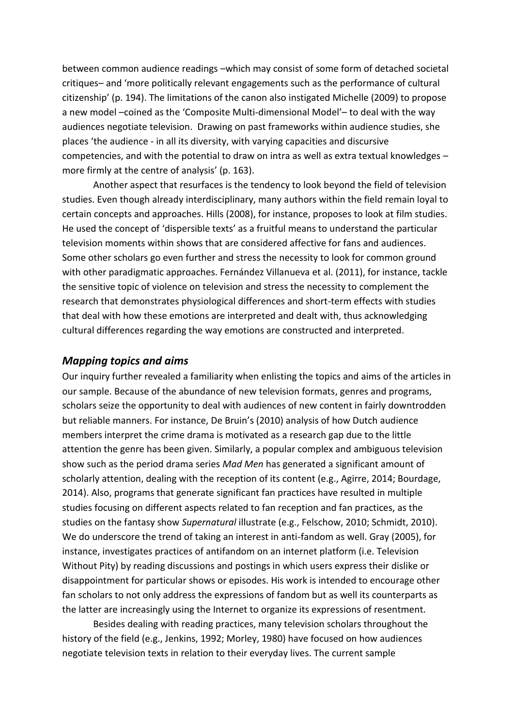between common audience readings –which may consist of some form of detached societal critiques– and 'more politically relevant engagements such as the performance of cultural citizenship' (p. 194). The limitations of the canon also instigated Michelle (2009) to propose a new model –coined as the 'Composite Multi-dimensional Model'– to deal with the way audiences negotiate television. Drawing on past frameworks within audience studies, she places 'the audience - in all its diversity, with varying capacities and discursive competencies, and with the potential to draw on intra as well as extra textual knowledges – more firmly at the centre of analysis' (p. 163).

Another aspect that resurfaces is the tendency to look beyond the field of television studies. Even though already interdisciplinary, many authors within the field remain loyal to certain concepts and approaches. Hills (2008), for instance, proposes to look at film studies. He used the concept of 'dispersible texts' as a fruitful means to understand the particular television moments within shows that are considered affective for fans and audiences. Some other scholars go even further and stress the necessity to look for common ground with other paradigmatic approaches. Fernández Villanueva et al. (2011), for instance, tackle the sensitive topic of violence on television and stress the necessity to complement the research that demonstrates physiological differences and short-term effects with studies that deal with how these emotions are interpreted and dealt with, thus acknowledging cultural differences regarding the way emotions are constructed and interpreted.

## *Mapping topics and aims*

Our inquiry further revealed a familiarity when enlisting the topics and aims of the articles in our sample. Because of the abundance of new television formats, genres and programs, scholars seize the opportunity to deal with audiences of new content in fairly downtrodden but reliable manners. For instance, De Bruin's (2010) analysis of how Dutch audience members interpret the crime drama is motivated as a research gap due to the little attention the genre has been given. Similarly, a popular complex and ambiguous television show such as the period drama series *Mad Men* has generated a significant amount of scholarly attention, dealing with the reception of its content (e.g., Agirre, 2014; Bourdage, 2014). Also, programs that generate significant fan practices have resulted in multiple studies focusing on different aspects related to fan reception and fan practices, as the studies on the fantasy show *Supernatural* illustrate (e.g., Felschow, 2010; Schmidt, 2010). We do underscore the trend of taking an interest in anti-fandom as well. Gray (2005), for instance, investigates practices of antifandom on an internet platform (i.e. Television Without Pity) by reading discussions and postings in which users express their dislike or disappointment for particular shows or episodes. His work is intended to encourage other fan scholars to not only address the expressions of fandom but as well its counterparts as the latter are increasingly using the Internet to organize its expressions of resentment.

Besides dealing with reading practices, many television scholars throughout the history of the field (e.g., Jenkins, 1992; Morley, 1980) have focused on how audiences negotiate television texts in relation to their everyday lives. The current sample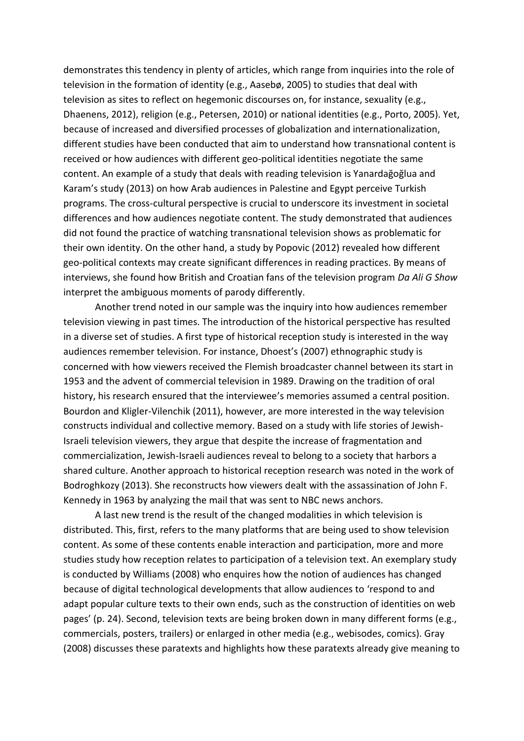demonstrates this tendency in plenty of articles, which range from inquiries into the role of television in the formation of identity (e.g., Aasebø, 2005) to studies that deal with television as sites to reflect on hegemonic discourses on, for instance, sexuality (e.g., Dhaenens, 2012), religion (e.g., Petersen, 2010) or national identities (e.g., Porto, 2005). Yet, because of increased and diversified processes of globalization and internationalization, different studies have been conducted that aim to understand how transnational content is received or how audiences with different geo-political identities negotiate the same content. An example of a study that deals with reading television is Yanardağoğlua and Karam's study (2013) on how Arab audiences in Palestine and Egypt perceive Turkish programs. The cross-cultural perspective is crucial to underscore its investment in societal differences and how audiences negotiate content. The study demonstrated that audiences did not found the practice of watching transnational television shows as problematic for their own identity. On the other hand, a study by Popovic (2012) revealed how different geo-political contexts may create significant differences in reading practices. By means of interviews, she found how British and Croatian fans of the television program *Da Ali G Show* interpret the ambiguous moments of parody differently.

Another trend noted in our sample was the inquiry into how audiences remember television viewing in past times. The introduction of the historical perspective has resulted in a diverse set of studies. A first type of historical reception study is interested in the way audiences remember television. For instance, Dhoest's (2007) ethnographic study is concerned with how viewers received the Flemish broadcaster channel between its start in 1953 and the advent of commercial television in 1989. Drawing on the tradition of oral history, his research ensured that the interviewee's memories assumed a central position. Bourdon and Kligler-Vilenchik (2011), however, are more interested in the way television constructs individual and collective memory. Based on a study with life stories of Jewish-Israeli television viewers, they argue that despite the increase of fragmentation and commercialization, Jewish-Israeli audiences reveal to belong to a society that harbors a shared culture. Another approach to historical reception research was noted in the work of Bodroghkozy (2013). She reconstructs how viewers dealt with the assassination of John F. Kennedy in 1963 by analyzing the mail that was sent to NBC news anchors.

A last new trend is the result of the changed modalities in which television is distributed. This, first, refers to the many platforms that are being used to show television content. As some of these contents enable interaction and participation, more and more studies study how reception relates to participation of a television text. An exemplary study is conducted by Williams (2008) who enquires how the notion of audiences has changed because of digital technological developments that allow audiences to 'respond to and adapt popular culture texts to their own ends, such as the construction of identities on web pages' (p. 24). Second, television texts are being broken down in many different forms (e.g., commercials, posters, trailers) or enlarged in other media (e.g., webisodes, comics). Gray (2008) discusses these paratexts and highlights how these paratexts already give meaning to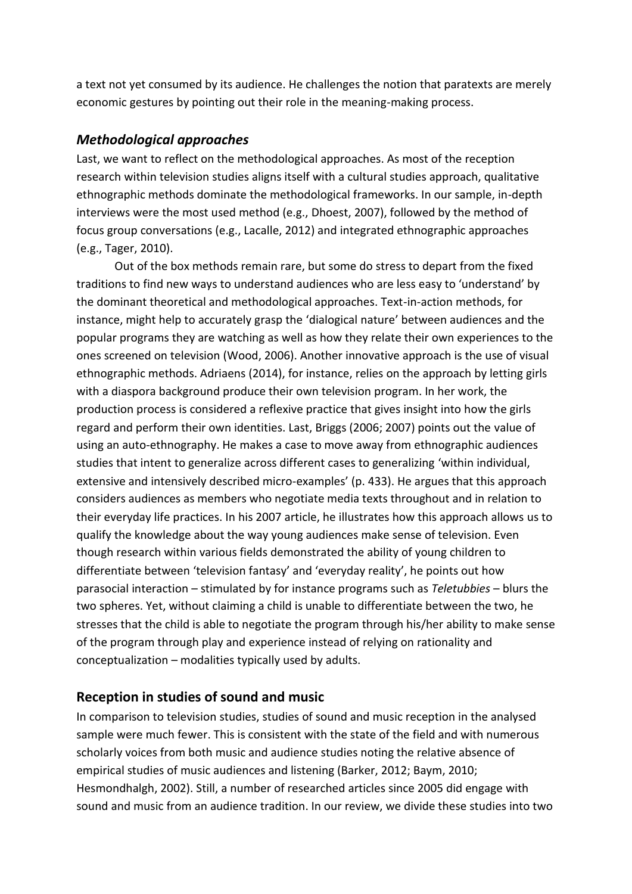a text not yet consumed by its audience. He challenges the notion that paratexts are merely economic gestures by pointing out their role in the meaning-making process.

### *Methodological approaches*

Last, we want to reflect on the methodological approaches. As most of the reception research within television studies aligns itself with a cultural studies approach, qualitative ethnographic methods dominate the methodological frameworks. In our sample, in-depth interviews were the most used method (e.g., Dhoest, 2007), followed by the method of focus group conversations (e.g., Lacalle, 2012) and integrated ethnographic approaches (e.g., Tager, 2010).

Out of the box methods remain rare, but some do stress to depart from the fixed traditions to find new ways to understand audiences who are less easy to 'understand' by the dominant theoretical and methodological approaches. Text-in-action methods, for instance, might help to accurately grasp the 'dialogical nature' between audiences and the popular programs they are watching as well as how they relate their own experiences to the ones screened on television (Wood, 2006). Another innovative approach is the use of visual ethnographic methods. Adriaens (2014), for instance, relies on the approach by letting girls with a diaspora background produce their own television program. In her work, the production process is considered a reflexive practice that gives insight into how the girls regard and perform their own identities. Last, Briggs (2006; 2007) points out the value of using an auto-ethnography. He makes a case to move away from ethnographic audiences studies that intent to generalize across different cases to generalizing 'within individual, extensive and intensively described micro-examples' (p. 433). He argues that this approach considers audiences as members who negotiate media texts throughout and in relation to their everyday life practices. In his 2007 article, he illustrates how this approach allows us to qualify the knowledge about the way young audiences make sense of television. Even though research within various fields demonstrated the ability of young children to differentiate between 'television fantasy' and 'everyday reality', he points out how parasocial interaction – stimulated by for instance programs such as *Teletubbies* – blurs the two spheres. Yet, without claiming a child is unable to differentiate between the two, he stresses that the child is able to negotiate the program through his/her ability to make sense of the program through play and experience instead of relying on rationality and conceptualization – modalities typically used by adults.

## Reception in studies of sound and music

In comparison to television studies, studies of sound and music reception in the analysed sample were much fewer. This is consistent with the state of the field and with numerous scholarly voices from both music and audience studies noting the relative absence of empirical studies of music audiences and listening (Barker, 2012; Baym, 2010; Hesmondhalgh, 2002). Still, a number of researched articles since 2005 did engage with sound and music from an audience tradition. In our review, we divide these studies into two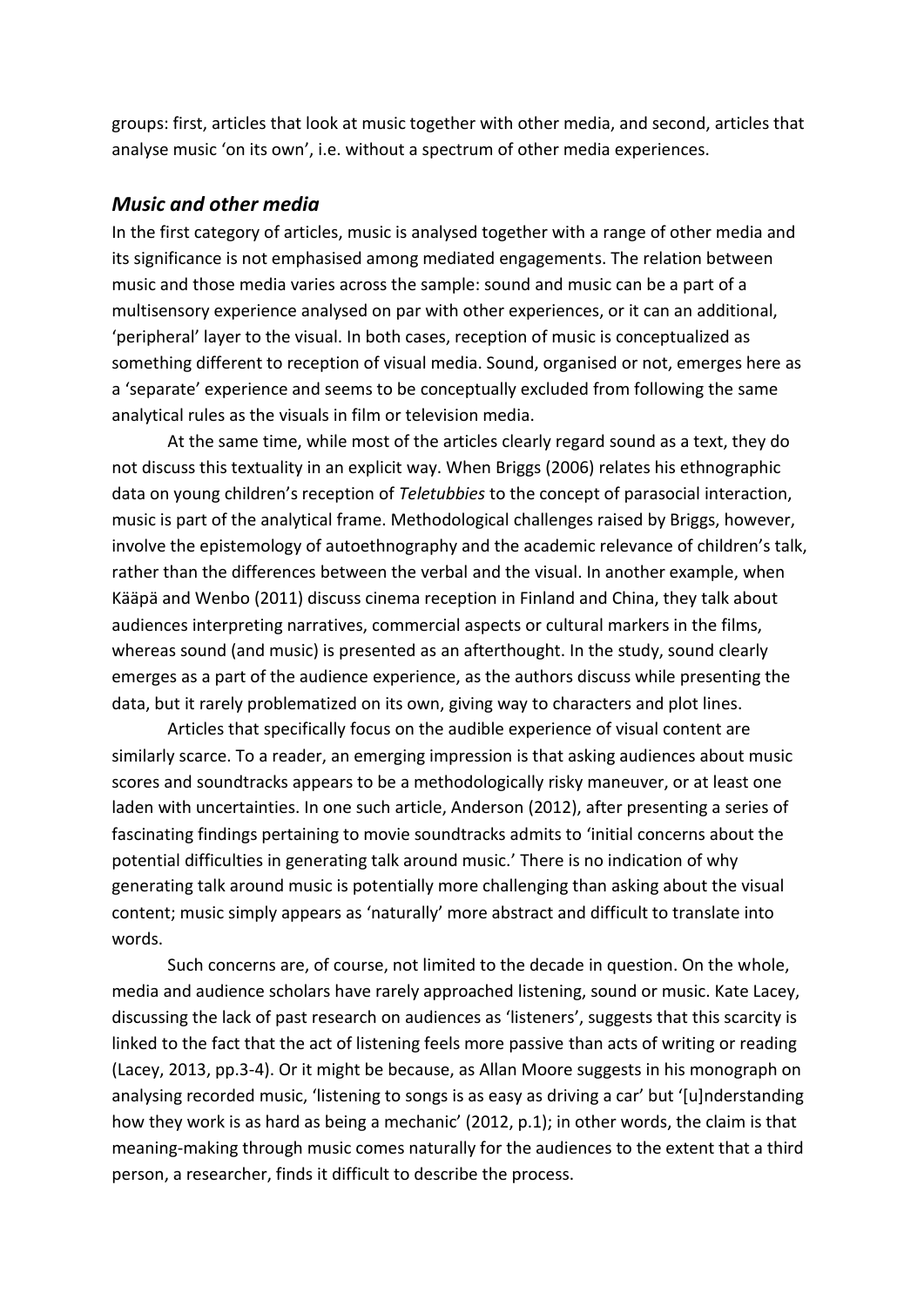groups: first, articles that look at music together with other media, and second, articles that analyse music 'on its own', i.e. without a spectrum of other media experiences.

### *Music and other media*

In the first category of articles, music is analysed together with a range of other media and its significance is not emphasised among mediated engagements. The relation between music and those media varies across the sample: sound and music can be a part of a multisensory experience analysed on par with other experiences, or it can an additional, 'peripheral' layer to the visual. In both cases, reception of music is conceptualized as something different to reception of visual media. Sound, organised or not, emerges here as a 'separate' experience and seems to be conceptually excluded from following the same analytical rules as the visuals in film or television media.

At the same time, while most of the articles clearly regard sound as a text, they do not discuss this textuality in an explicit way. When Briggs (2006) relates his ethnographic data on young children's reception of *Teletubbies* to the concept of parasocial interaction, music is part of the analytical frame. Methodological challenges raised by Briggs, however, involve the epistemology of autoethnography and the academic relevance of children's talk, rather than the differences between the verbal and the visual. In another example, when Kääpä and Wenbo (2011) discuss cinema reception in Finland and China, they talk about audiences interpreting narratives, commercial aspects or cultural markers in the films, whereas sound (and music) is presented as an afterthought. In the study, sound clearly emerges as a part of the audience experience, as the authors discuss while presenting the data, but it rarely problematized on its own, giving way to characters and plot lines.

Articles that specifically focus on the audible experience of visual content are similarly scarce. To a reader, an emerging impression is that asking audiences about music scores and soundtracks appears to be a methodologically risky maneuver, or at least one laden with uncertainties. In one such article, Anderson (2012), after presenting a series of fascinating findings pertaining to movie soundtracks admits to 'initial concerns about the potential difficulties in generating talk around music.' There is no indication of why generating talk around music is potentially more challenging than asking about the visual content; music simply appears as 'naturally' more abstract and difficult to translate into words.

Such concerns are, of course, not limited to the decade in question. On the whole, media and audience scholars have rarely approached listening, sound or music. Kate Lacey, discussing the lack of past research on audiences as 'listeners', suggests that this scarcity is linked to the fact that the act of listening feels more passive than acts of writing or reading (Lacey, 2013, pp.3-4). Or it might be because, as Allan Moore suggests in his monograph on analysing recorded music, 'listening to songs is as easy as driving a car' but '[u]nderstanding how they work is as hard as being a mechanic' (2012, p.1); in other words, the claim is that meaning-making through music comes naturally for the audiences to the extent that a third person, a researcher, finds it difficult to describe the process.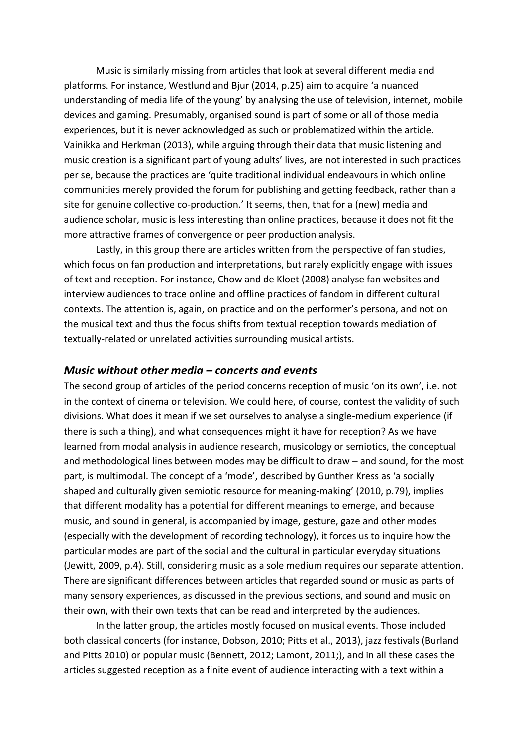Music is similarly missing from articles that look at several different media and platforms. For instance, Westlund and Bjur (2014, p.25) aim to acquire 'a nuanced understanding of media life of the young' by analysing the use of television, internet, mobile devices and gaming. Presumably, organised sound is part of some or all of those media experiences, but it is never acknowledged as such or problematized within the article. Vainikka and Herkman (2013), while arguing through their data that music listening and music creation is a significant part of young adults' lives, are not interested in such practices per se, because the practices are 'quite traditional individual endeavours in which online communities merely provided the forum for publishing and getting feedback, rather than a site for genuine collective co-production.' It seems, then, that for a (new) media and audience scholar, music is less interesting than online practices, because it does not fit the more attractive frames of convergence or peer production analysis.

Lastly, in this group there are articles written from the perspective of fan studies, which focus on fan production and interpretations, but rarely explicitly engage with issues of text and reception. For instance, Chow and de Kloet (2008) analyse fan websites and interview audiences to trace online and offline practices of fandom in different cultural contexts. The attention is, again, on practice and on the performer's persona, and not on the musical text and thus the focus shifts from textual reception towards mediation of textually-related or unrelated activities surrounding musical artists.

### *Music without other media – concerts and events*

The second group of articles of the period concerns reception of music 'on its own', i.e. not in the context of cinema or television. We could here, of course, contest the validity of such divisions. What does it mean if we set ourselves to analyse a single-medium experience (if there is such a thing), and what consequences might it have for reception? As we have learned from modal analysis in audience research, musicology or semiotics, the conceptual and methodological lines between modes may be difficult to draw – and sound, for the most part, is multimodal. The concept of a 'mode', described by Gunther Kress as 'a socially shaped and culturally given semiotic resource for meaning-making' (2010, p.79), implies that different modality has a potential for different meanings to emerge, and because music, and sound in general, is accompanied by image, gesture, gaze and other modes (especially with the development of recording technology), it forces us to inquire how the particular modes are part of the social and the cultural in particular everyday situations (Jewitt, 2009, p.4). Still, considering music as a sole medium requires our separate attention. There are significant differences between articles that regarded sound or music as parts of many sensory experiences, as discussed in the previous sections, and sound and music on their own, with their own texts that can be read and interpreted by the audiences.

In the latter group, the articles mostly focused on musical events. Those included both classical concerts (for instance, Dobson, 2010; Pitts et al., 2013), jazz festivals (Burland and Pitts 2010) or popular music (Bennett, 2012; Lamont, 2011;), and in all these cases the articles suggested reception as a finite event of audience interacting with a text within a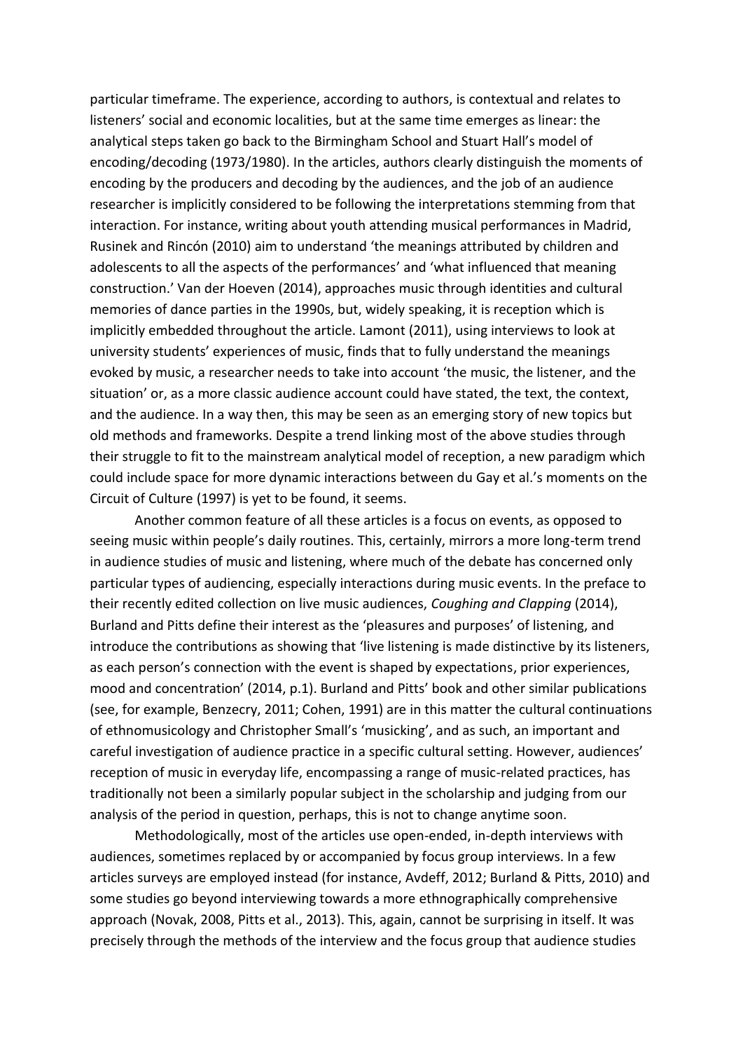particular timeframe. The experience, according to authors, is contextual and relates to listeners' social and economic localities, but at the same time emerges as linear: the analytical steps taken go back to the Birmingham School and Stuart Hall's model of encoding/decoding (1973/1980). In the articles, authors clearly distinguish the moments of encoding by the producers and decoding by the audiences, and the job of an audience researcher is implicitly considered to be following the interpretations stemming from that interaction. For instance, writing about youth attending musical performances in Madrid, Rusinek and Rincón (2010) aim to understand 'the meanings attributed by children and adolescents to all the aspects of the performances' and 'what influenced that meaning construction.' Van der Hoeven (2014), approaches music through identities and cultural memories of dance parties in the 1990s, but, widely speaking, it is reception which is implicitly embedded throughout the article. Lamont (2011), using interviews to look at university students' experiences of music, finds that to fully understand the meanings evoked by music, a researcher needs to take into account 'the music, the listener, and the situation' or, as a more classic audience account could have stated, the text, the context, and the audience. In a way then, this may be seen as an emerging story of new topics but old methods and frameworks. Despite a trend linking most of the above studies through their struggle to fit to the mainstream analytical model of reception, a new paradigm which could include space for more dynamic interactions between du Gay et al.'s moments on the Circuit of Culture (1997) is yet to be found, it seems.

Another common feature of all these articles is a focus on events, as opposed to seeing music within people's daily routines. This, certainly, mirrors a more long-term trend in audience studies of music and listening, where much of the debate has concerned only particular types of audiencing, especially interactions during music events. In the preface to their recently edited collection on live music audiences, *Coughing and Clapping* (2014), Burland and Pitts define their interest as the 'pleasures and purposes' of listening, and introduce the contributions as showing that 'live listening is made distinctive by its listeners, as each person's connection with the event is shaped by expectations, prior experiences, mood and concentration' (2014, p.1). Burland and Pitts' book and other similar publications (see, for example, Benzecry, 2011; Cohen, 1991) are in this matter the cultural continuations of ethnomusicology and Christopher Small's 'musicking', and as such, an important and careful investigation of audience practice in a specific cultural setting. However, audiences' reception of music in everyday life, encompassing a range of music-related practices, has traditionally not been a similarly popular subject in the scholarship and judging from our analysis of the period in question, perhaps, this is not to change anytime soon.

Methodologically, most of the articles use open-ended, in-depth interviews with audiences, sometimes replaced by or accompanied by focus group interviews. In a few articles surveys are employed instead (for instance, Avdeff, 2012; Burland & Pitts, 2010) and some studies go beyond interviewing towards a more ethnographically comprehensive approach (Novak, 2008, Pitts et al., 2013). This, again, cannot be surprising in itself. It was precisely through the methods of the interview and the focus group that audience studies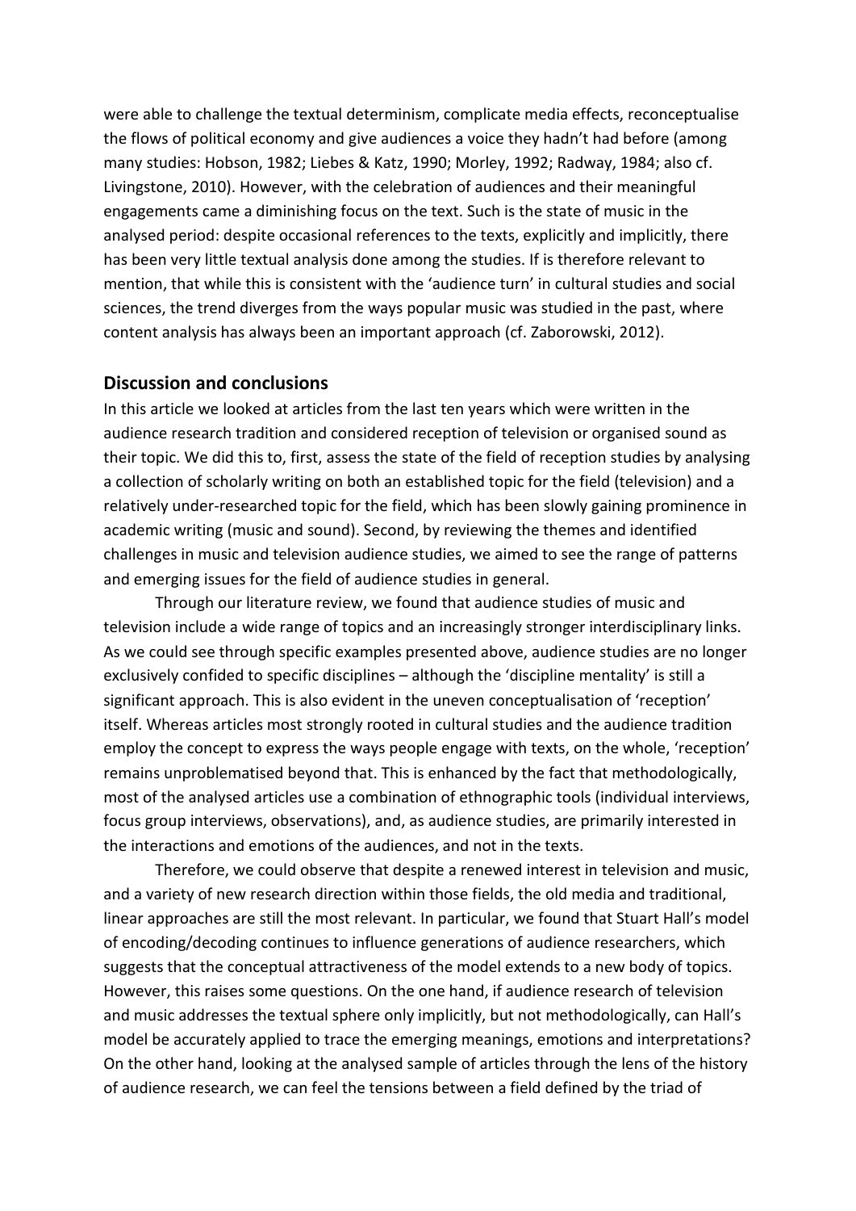were able to challenge the textual determinism, complicate media effects, reconceptualise the flows of political economy and give audiences a voice they hadn't had before (among many studies: Hobson, 1982; Liebes & Katz, 1990; Morley, 1992; Radway, 1984; also cf. Livingstone, 2010). However, with the celebration of audiences and their meaningful engagements came a diminishing focus on the text. Such is the state of music in the analysed period: despite occasional references to the texts, explicitly and implicitly, there has been very little textual analysis done among the studies. If is therefore relevant to mention, that while this is consistent with the 'audience turn' in cultural studies and social sciences, the trend diverges from the ways popular music was studied in the past, where content analysis has always been an important approach (cf. Zaborowski, 2012).

## Discussion and conclusions

In this article we looked at articles from the last ten years which were written in the audience research tradition and considered reception of television or organised sound as their topic. We did this to, first, assess the state of the field of reception studies by analysing a collection of scholarly writing on both an established topic for the field (television) and a relatively under-researched topic for the field, which has been slowly gaining prominence in academic writing (music and sound). Second, by reviewing the themes and identified challenges in music and television audience studies, we aimed to see the range of patterns and emerging issues for the field of audience studies in general.

Through our literature review, we found that audience studies of music and television include a wide range of topics and an increasingly stronger interdisciplinary links. As we could see through specific examples presented above, audience studies are no longer exclusively confided to specific disciplines – although the 'discipline mentality' is still a significant approach. This is also evident in the uneven conceptualisation of 'reception' itself. Whereas articles most strongly rooted in cultural studies and the audience tradition employ the concept to express the ways people engage with texts, on the whole, 'reception' remains unproblematised beyond that. This is enhanced by the fact that methodologically, most of the analysed articles use a combination of ethnographic tools (individual interviews, focus group interviews, observations), and, as audience studies, are primarily interested in the interactions and emotions of the audiences, and not in the texts.

Therefore, we could observe that despite a renewed interest in television and music, and a variety of new research direction within those fields, the old media and traditional, linear approaches are still the most relevant. In particular, we found that Stuart Hall's model of encoding/decoding continues to influence generations of audience researchers, which suggests that the conceptual attractiveness of the model extends to a new body of topics. However, this raises some questions. On the one hand, if audience research of television and music addresses the textual sphere only implicitly, but not methodologically, can Hall's model be accurately applied to trace the emerging meanings, emotions and interpretations? On the other hand, looking at the analysed sample of articles through the lens of the history of audience research, we can feel the tensions between a field defined by the triad of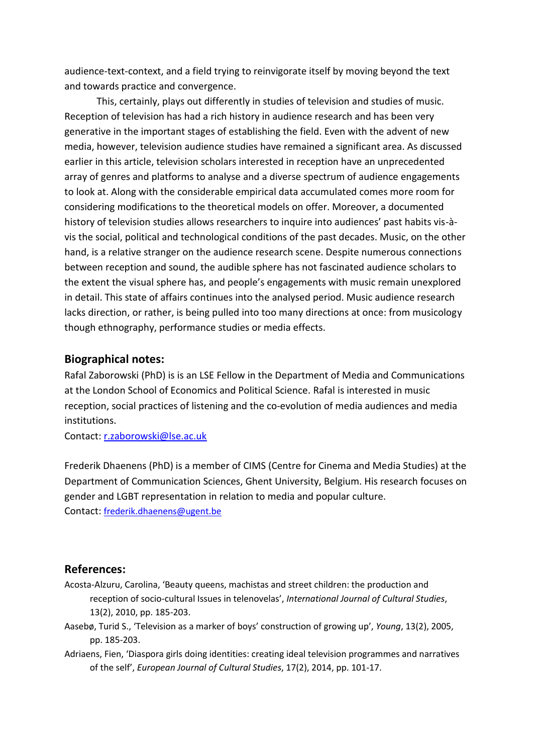audience-text-context, and a field trying to reinvigorate itself by moving beyond the text and towards practice and convergence.

This, certainly, plays out differently in studies of television and studies of music. Reception of television has had a rich history in audience research and has been very generative in the important stages of establishing the field. Even with the advent of new media, however, television audience studies have remained a significant area. As discussed earlier in this article, television scholars interested in reception have an unprecedented array of genres and platforms to analyse and a diverse spectrum of audience engagements to look at. Along with the considerable empirical data accumulated comes more room for considering modifications to the theoretical models on offer. Moreover, a documented history of television studies allows researchers to inquire into audiences' past habits vis-à-vis the social, political and technological conditions of the past decades. Music, on the other hand, is a relative stranger on the audience research scene. Despite numerous connections between reception and sound, the audible sphere has not fascinated audience scholars to the extent the visual sphere has, and people's engagements with music remain unexplored in detail. This state of affairs continues into the analysed period. Music audience research lacks direction, or rather, is being pulled into too many directions at once: from musicology though ethnography, performance studies or media effects.

## Biographical notes:

Rafal Zaborowski (PhD) is is an LSE Fellow in the Department of Media and Communications at the London School of Economics and Political Science. Rafal is interested in music reception, social practices of listening and the co-evolution of media audiences and media institutions.

Contact: r.zaborowski@lse.ac.uk

Frederik Dhaenens (PhD) is a member of CIMS (Centre for Cinema and Media Studies) at the Department of Communication Sciences, Ghent University, Belgium. His research focuses on gender and LGBT representation in relation to media and popular culture.

Contact: frederik.dhaenens@ugent.be

## References:

Acosta-Alzuru, Carolina, 'Beauty queens, machistas and street children: the production and reception of socio-cultural Issues in telenovelas', *International Journal of Cultural Studies*, 13(2), 2010, pp. 185-203.

Aasebø, Turid S., 'Television as a marker of boys' construction of growing up', *Young*, 13(2), 2005, pp. 185-203.

Adriaens, Fien, 'Diaspora girls doing identities: creating ideal television programmes and narratives of the self', *European Journal of Cultural Studies*, 17(2), 2014, pp. 101-17.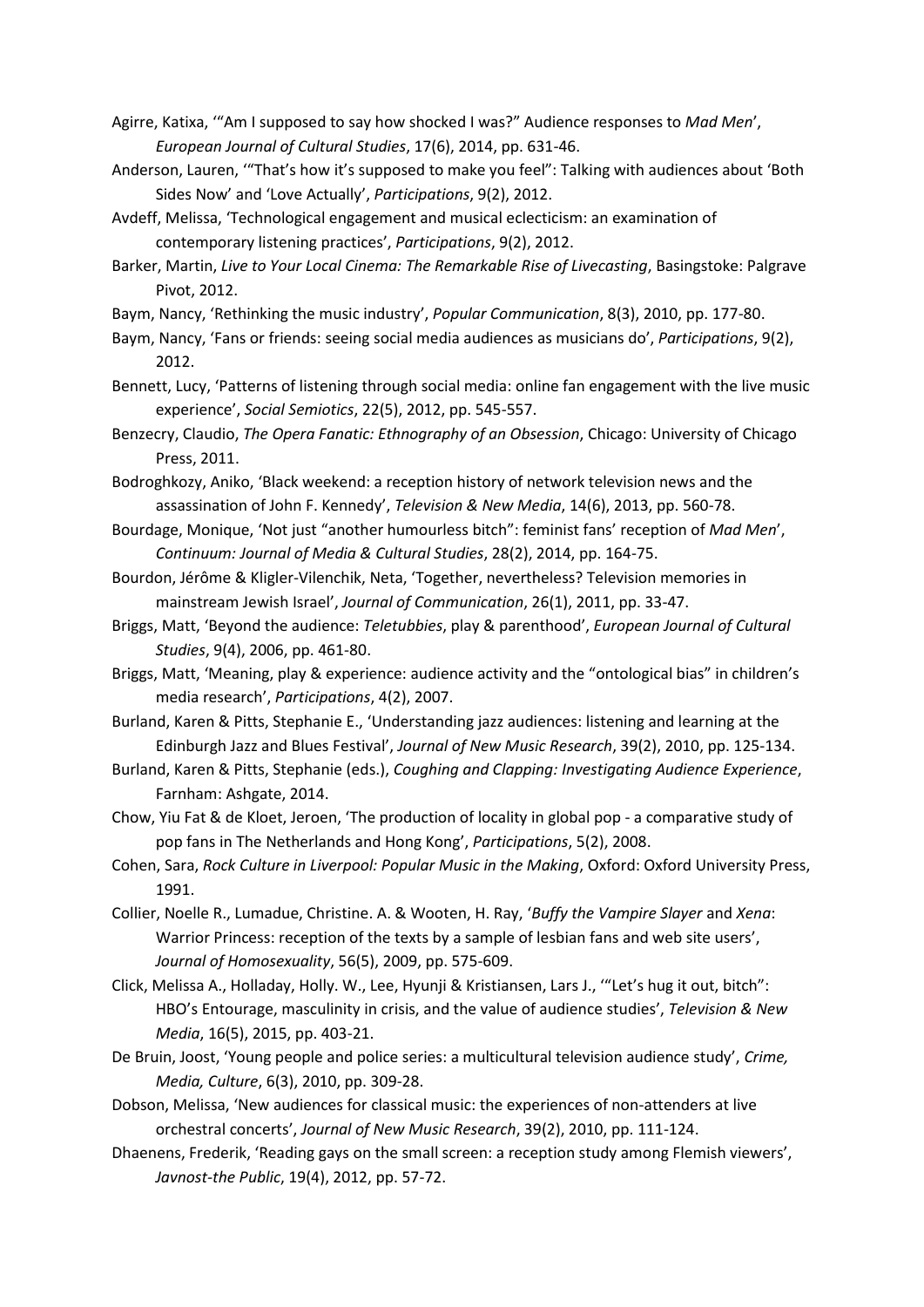Agirre, Katixa, '"Am I supposed to say how shocked I was?" Audience responses to *Mad Men*', *European Journal of Cultural Studies*, 17(6), 2014, pp. 631-46.

Anderson, Lauren, '"That's how it's supposed to make you feel": Talking with audiences about 'Both Sides Now' and 'Love Actually', *Participations*, 9(2), 2012.

Avdeff, Melissa, 'Technological engagement and musical eclecticism: an examination of contemporary listening practices', *Participations*, 9(2), 2012.

Barker, Martin, *Live to Your Local Cinema: The Remarkable Rise of Livecasting*, Basingstoke: Palgrave Pivot, 2012.

Baym, Nancy, 'Rethinking the music industry', *Popular Communication*, 8(3), 2010, pp. 177-80.

Baym, Nancy, 'Fans or friends: seeing social media audiences as musicians do', *Participations*, 9(2), 2012.

Bennett, Lucy, 'Patterns of listening through social media: online fan engagement with the live music experience', *Social Semiotics*, 22(5), 2012, pp. 545-557.

Benzecry, Claudio, *The Opera Fanatic: Ethnography of an Obsession*, Chicago: University of Chicago Press, 2011.

Bodroghkozy, Aniko, 'Black weekend: a reception history of network television news and the assassination of John F. Kennedy', *Television & New Media*, 14(6), 2013, pp. 560-78.

Bourdage, Monique, 'Not just "another humourless bitch": feminist fans' reception of *Mad Men*', *Continuum: Journal of Media & Cultural Studies*, 28(2), 2014, pp. 164-75.

Bourdon, Jérôme & Kligler-Vilenchik, Neta, 'Together, nevertheless? Television memories in mainstream Jewish Israel', *Journal of Communication*, 26(1), 2011, pp. 33-47.

Briggs, Matt, 'Beyond the audience: *Teletubbies*, play & parenthood', *European Journal of Cultural Studies*, 9(4), 2006, pp. 461-80.

Briggs, Matt, 'Meaning, play & experience: audience activity and the "ontological bias" in children's media research', *Participations*, 4(2), 2007.

Burland, Karen & Pitts, Stephanie E., 'Understanding jazz audiences: listening and learning at the Edinburgh Jazz and Blues Festival', *Journal of New Music Research*, 39(2), 2010, pp. 125-134.

Burland, Karen & Pitts, Stephanie (eds.), *Coughing and Clapping: Investigating Audience Experience*, Farnham: Ashgate, 2014.

Chow, Yiu Fat & de Kloet, Jeroen, 'The production of locality in global pop - a comparative study of pop fans in The Netherlands and Hong Kong', *Participations*, 5(2), 2008.

Cohen, Sara, *Rock Culture in Liverpool: Popular Music in the Making*, Oxford: Oxford University Press, 1991.

Collier, Noelle R., Lumadue, Christine. A. & Wooten, H. Ray, '*Buffy the Vampire Slayer* and *Xena*: Warrior Princess: reception of the texts by a sample of lesbian fans and web site users', *Journal of Homosexuality*, 56(5), 2009, pp. 575-609.

Click, Melissa A., Holladay, Holly. W., Lee, Hyunji & Kristiansen, Lars J., '"Let's hug it out, bitch": HBO's Entourage, masculinity in crisis, and the value of audience studies', *Television & New Media*, 16(5), 2015, pp. 403-21.

De Bruin, Joost, 'Young people and police series: a multicultural television audience study', *Crime, Media, Culture*, 6(3), 2010, pp. 309-28.

Dobson, Melissa, 'New audiences for classical music: the experiences of non-attenders at live orchestral concerts', *Journal of New Music Research*, 39(2), 2010, pp. 111-124.

Dhaenens, Frederik, 'Reading gays on the small screen: a reception study among Flemish viewers', *Javnost-the Public*, 19(4), 2012, pp. 57-72.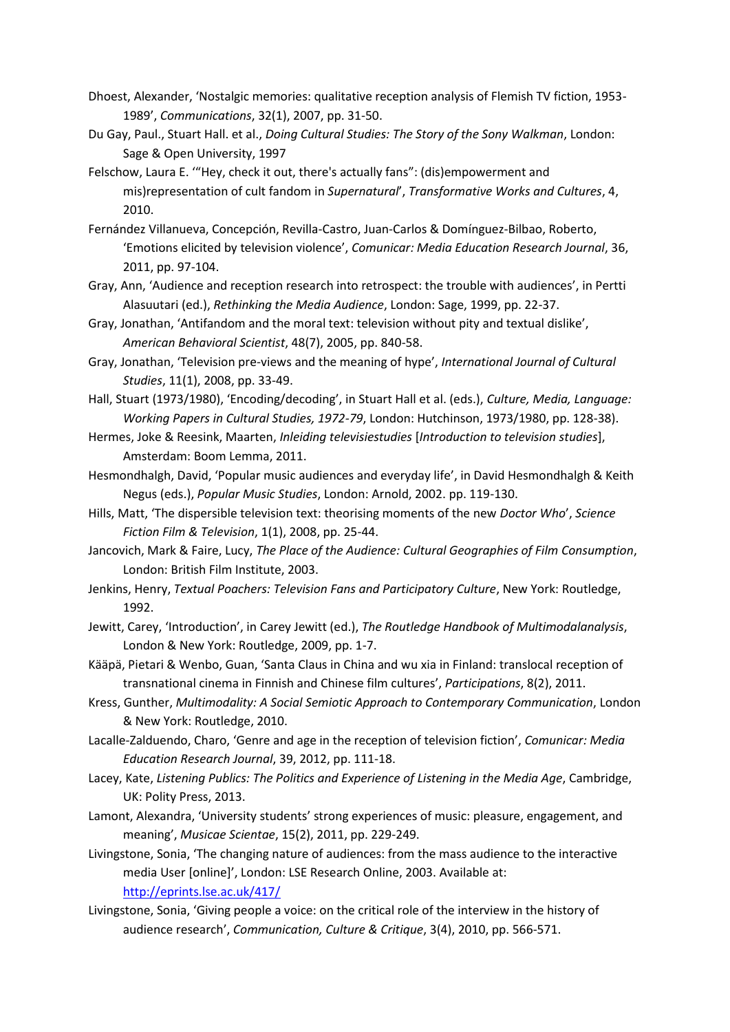Dhoest, Alexander, ‘Nostalgic memories: qualitative reception analysis of Flemish TV fiction, 1953-1989’, *Communications*, 32(1), 2007, pp. 31-50.

Du Gay, Paul., Stuart Hall. et al., *Doing Cultural Studies: The Story of the Sony Walkman*, London: Sage & Open University, 1997

Felschow, Laura E. ‘“Hey, check it out, there's actually fans”: (dis)empowerment and mis)representation of cult fandom in *Supernatural*’, *Transformative Works and Cultures*, 4, 2010.

Fernández Villanueva, Concepción, Revilla-Castro, Juan-Carlos & Domínguez-Bilbao, Roberto, ‘Emotions elicited by television violence’, *Comunicar: Media Education Research Journal*, 36, 2011, pp. 97-104.

Gray, Ann, ‘Audience and reception research into retrospect: the trouble with audiences’, in Pertti Alasuutari (ed.), *Rethinking the Media Audience*, London: Sage, 1999, pp. 22-37.

Gray, Jonathan, ‘Antifandom and the moral text: television without pity and textual dislike’, *American Behavioral Scientist*, 48(7), 2005, pp. 840-58.

Gray, Jonathan, ‘Television pre-views and the meaning of hype’, *International Journal of Cultural Studies*, 11(1), 2008, pp. 33-49.

Hall, Stuart (1973/1980), ‘Encoding/decoding’, in Stuart Hall et al. (eds.), *Culture, Media, Language: Working Papers in Cultural Studies, 1972-79*, London: Hutchinson, 1973/1980, pp. 128-38).

Hermes, Joke & Reesink, Maarten, *Inleiding televisiestudies* [*Introduction to television studies*], Amsterdam: Boom Lemma, 2011.

Hesmondhalgh, David, ‘Popular music audiences and everyday life’, in David Hesmondhalgh & Keith Negus (eds.), *Popular Music Studies*, London: Arnold, 2002. pp. 119-130.

Hills, Matt, ‘The dispersible television text: theorising moments of the new *Doctor Who*’, *Science Fiction Film & Television*, 1(1), 2008, pp. 25-44.

Jancovich, Mark & Faire, Lucy, *The Place of the Audience: Cultural Geographies of Film Consumption*, London: British Film Institute, 2003.

Jenkins, Henry, *Textual Poachers: Television Fans and Participatory Culture*, New York: Routledge, 1992.

Jewitt, Carey, ‘Introduction’, in Carey Jewitt (ed.), *The Routledge Handbook of Multimodalanalysis*, London & New York: Routledge, 2009, pp. 1-7.

Kääpä, Pietari & Wenbo, Guan, ‘Santa Claus in China and wu xia in Finland: translocal reception of transnational cinema in Finnish and Chinese film cultures’, *Participations*, 8(2), 2011.

Kress, Gunther, *Multimodality: A Social Semiotic Approach to Contemporary Communication*, London & New York: Routledge, 2010.

Lacalle-Zalduendo, Charo, ‘Genre and age in the reception of television fiction’, *Comunicar: Media Education Research Journal*, 39, 2012, pp. 111-18.

Lacey, Kate, *Listening Publics: The Politics and Experience of Listening in the Media Age*, Cambridge, UK: Polity Press, 2013.

Lamont, Alexandra, ‘University students’ strong experiences of music: pleasure, engagement, and meaning’, *Musicae Scientae*, 15(2), 2011, pp. 229-249.

Livingstone, Sonia, ‘The changing nature of audiences: from the mass audience to the interactive media User [online]’, London: LSE Research Online, 2003. Available at: http://eprints.lse.ac.uk/417/

Livingstone, Sonia, ‘Giving people a voice: on the critical role of the interview in the history of audience research’, *Communication, Culture & Critique*, 3(4), 2010, pp. 566-571.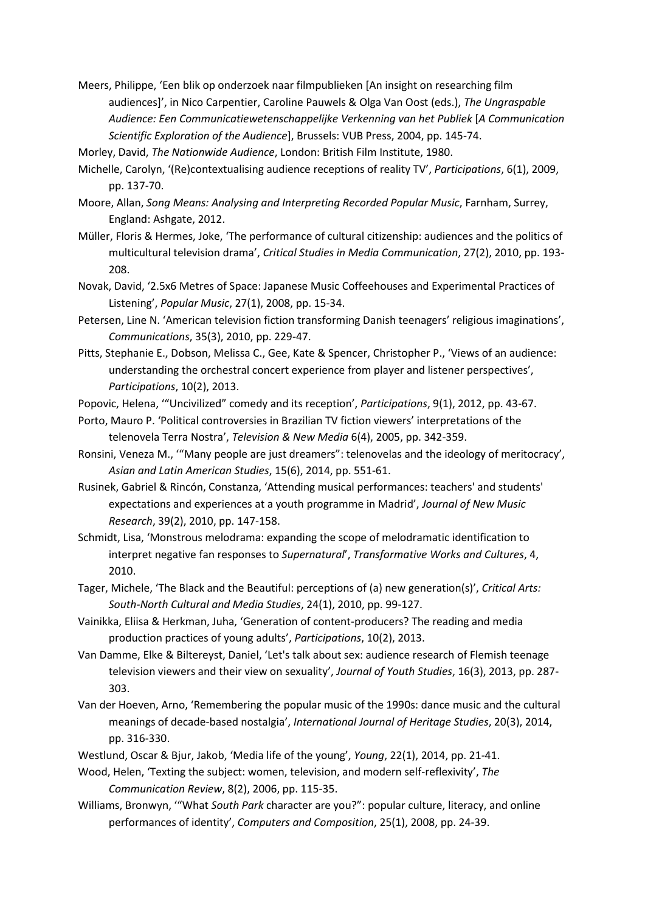Meers, Philippe, 'Een blik op onderzoek naar filmpublieken [An insight on researching film audiences]', in Nico Carpentier, Caroline Pauwels & Olga Van Oost (eds.), *The Ungraspable Audience: Een Communicatiewetenschappelijke Verkenning van het Publiek* [*A Communication Scientific Exploration of the Audience*], Brussels: VUB Press, 2004, pp. 145-74.

Morley, David, *The Nationwide Audience*, London: British Film Institute, 1980.

Michelle, Carolyn, '(Re)contextualising audience receptions of reality TV', *Participations*, 6(1), 2009, pp. 137-70.

Moore, Allan, *Song Means: Analysing and Interpreting Recorded Popular Music*, Farnham, Surrey, England: Ashgate, 2012.

Müller, Floris & Hermes, Joke, 'The performance of cultural citizenship: audiences and the politics of multicultural television drama', *Critical Studies in Media Communication*, 27(2), 2010, pp. 193-208.

Novak, David, '2.5x6 Metres of Space: Japanese Music Coffeehouses and Experimental Practices of Listening', *Popular Music*, 27(1), 2008, pp. 15-34.

Petersen, Line N. 'American television fiction transforming Danish teenagers' religious imaginations', *Communications*, 35(3), 2010, pp. 229-47.

Pitts, Stephanie E., Dobson, Melissa C., Gee, Kate & Spencer, Christopher P., 'Views of an audience: understanding the orchestral concert experience from player and listener perspectives', *Participations*, 10(2), 2013.

Popovic, Helena, '"Uncivilized" comedy and its reception', *Participations*, 9(1), 2012, pp. 43-67.

Porto, Mauro P. 'Political controversies in Brazilian TV fiction viewers' interpretations of the telenovela Terra Nostra', *Television & New Media* 6(4), 2005, pp. 342-359.

Ronsini, Veneza M., '"Many people are just dreamers": telenovelas and the ideology of meritocracy', *Asian and Latin American Studies*, 15(6), 2014, pp. 551-61.

Rusinek, Gabriel & Rincón, Constanza, 'Attending musical performances: teachers' and students' expectations and experiences at a youth programme in Madrid', *Journal of New Music Research*, 39(2), 2010, pp. 147-158.

Schmidt, Lisa, 'Monstrous melodrama: expanding the scope of melodramatic identification to interpret negative fan responses to *Supernatural*', *Transformative Works and Cultures*, 4, 2010.

Tager, Michele, 'The Black and the Beautiful: perceptions of (a) new generation(s)', *Critical Arts: South-North Cultural and Media Studies*, 24(1), 2010, pp. 99-127.

Vainikka, Eliisa & Herkman, Juha, 'Generation of content-producers? The reading and media production practices of young adults', *Participations*, 10(2), 2013.

Van Damme, Elke & Biltereyst, Daniel, 'Let's talk about sex: audience research of Flemish teenage television viewers and their view on sexuality', *Journal of Youth Studies*, 16(3), 2013, pp. 287-303.

Van der Hoeven, Arno, 'Remembering the popular music of the 1990s: dance music and the cultural meanings of decade-based nostalgia', *International Journal of Heritage Studies*, 20(3), 2014, pp. 316-330.

Westlund, Oscar & Bjur, Jakob, 'Media life of the young', *Young*, 22(1), 2014, pp. 21-41.

Wood, Helen, 'Texting the subject: women, television, and modern self-reflexivity', *The Communication Review*, 8(2), 2006, pp. 115-35.

Williams, Bronwyn, '"What *South Park* character are you?": popular culture, literacy, and online performances of identity', *Computers and Composition*, 25(1), 2008, pp. 24-39.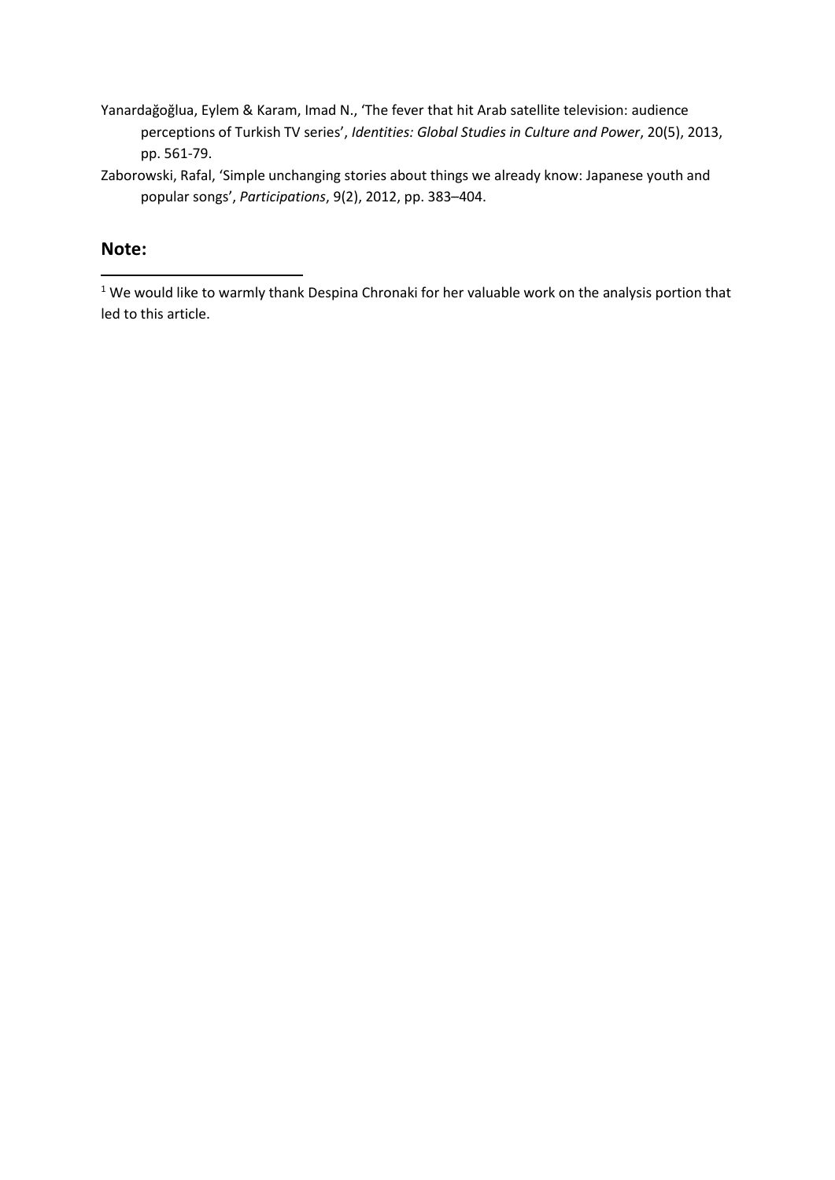Yanardağoğlua, Eylem & Karam, Imad N., 'The fever that hit Arab satellite television: audience perceptions of Turkish TV series', *Identities: Global Studies in Culture and Power*, 20(5), 2013, pp. 561-79.

Zaborowski, Rafal, 'Simple unchanging stories about things we already know: Japanese youth and popular songs', *Participations*, 9(2), 2012, pp. 383–404.

## Note:

[1] We would like to warmly thank Despina Chronaki for her valuable work on the analysis portion that led to this article.